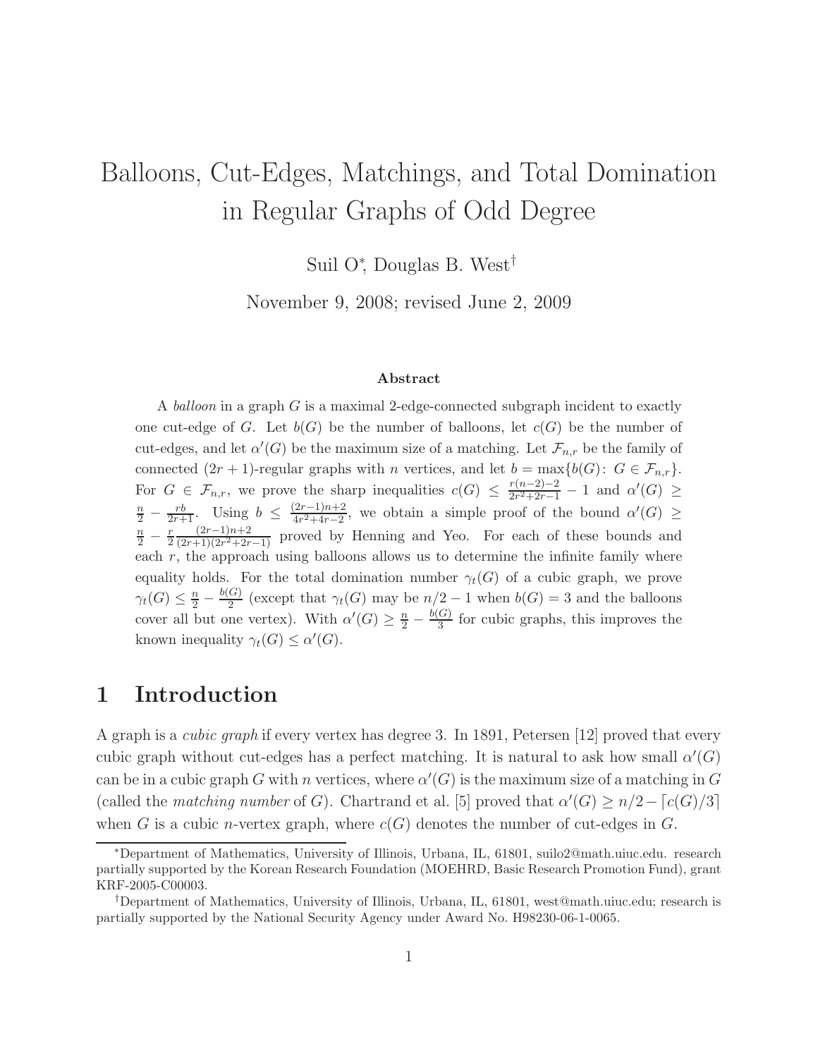# Balloons, Cut-Edges, Matchings, and Total Domination in Regular Graphs of Odd Degree

Suil O*, Douglas B. West†

November 9, 2008; revised June 2, 2009

### Abstract

A *balloon* in a graph $G$ is a maximal 2-edge-connected subgraph incident to exactly one cut-edge of $G$. Let $b(G)$ be the number of balloons, let $c(G)$ be the number of cut-edges, and let $\alpha'(G)$ be the maximum size of a matching. Let $\mathcal{F}_{n,r}$ be the family of connected $(2r+1)$-regular graphs with $n$ vertices, and let $b = \max\{b(G)\colon\ G \in \mathcal{F}_{n,r}\}$. For $G \in \mathcal{F}_{n,r}$, we prove the sharp inequalities $c(G) \le \frac{r(n-2)-2}{2r^2+2r-1} - 1$ and $\alpha'(G) \ge \frac{n}{2} - \frac{rb}{2r+1}$. Using $b \le \frac{(2r-1)n+2}{4r^2+4r-2}$, we obtain a simple proof of the bound $\alpha'(G) \ge \frac{n}{2} - \frac{r}{2}\frac{(2r-1)n+2}{(2r+1)(2r^2+2r-1)}$ proved by Henning and Yeo. For each of these bounds and each $r$, the approach using balloons allows us to determine the infinite family where equality holds. For the total domination number $\gamma_t(G)$ of a cubic graph, we prove $\gamma_t(G) \le \frac{n}{2} - \frac{b(G)}{2}$ (except that $\gamma_t(G)$ may be $n/2 - 1$ when $b(G) = 3$ and the balloons cover all but one vertex). With $\alpha'(G) \ge \frac{n}{2} - \frac{b(G)}{3}$ for cubic graphs, this improves the known inequality $\gamma_t(G) \le \alpha'(G)$.

## 1 Introduction

A graph is a *cubic graph* if every vertex has degree 3. In 1891, Petersen [12] proved that every cubic graph without cut-edges has a perfect matching. It is natural to ask how small $\alpha'(G)$ can be in a cubic graph $G$ with $n$ vertices, where $\alpha'(G)$ is the maximum size of a matching in $G$ (called the *matching number* of $G$). Chartrand et al. [5] proved that $\alpha'(G) \ge n/2 - \lceil c(G)/3 \rceil$ when $G$ is a cubic $n$-vertex graph, where $c(G)$ denotes the number of cut-edges in $G$.

*Department of Mathematics, University of Illinois, Urbana, IL, 61801, suilo2@math.uiuc.edu. research partially supported by the Korean Research Foundation (MOEHRD, Basic Research Promotion Fund), grant KRF-2005-C00003.

†Department of Mathematics, University of Illinois, Urbana, IL, 61801, west@math.uiuc.edu; research is partially supported by the National Security Agency under Award No. H98230-06-1-0065.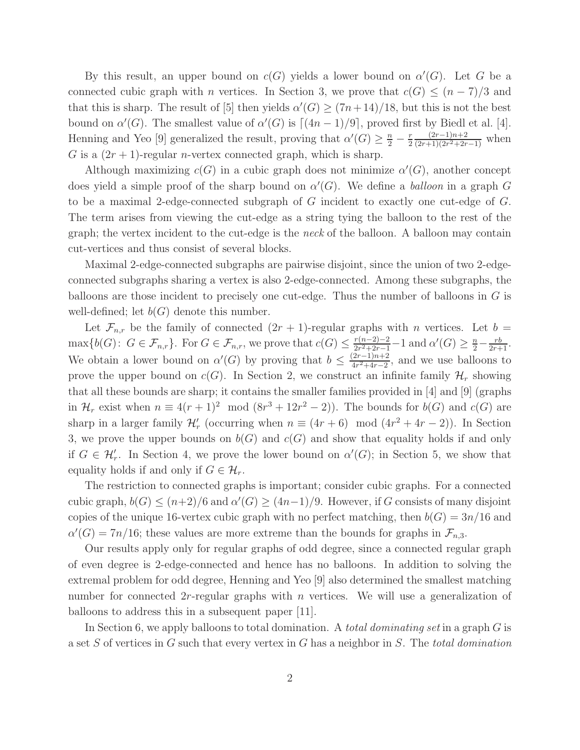By this result, an upper bound on $c(G)$ yields a lower bound on $\alpha'(G)$. Let $G$ be a connected cubic graph with $n$ vertices. In Section 3, we prove that $c(G) \le (n-7)/3$ and that this is sharp. The result of [5] then yields $\alpha'(G) \ge (7n+14)/18$, but this is not the best bound on $\alpha'(G)$. The smallest value of $\alpha'(G)$ is $\lceil (4n-1)/9 \rceil$, proved first by Biedl et al. [4]. Henning and Yeo [9] generalized the result, proving that $\alpha'(G) \ge \frac{n}{2} - \frac{r}{2}\frac{(2r-1)n+2}{(2r+1)(2r^2+2r-1)}$ when $G$ is a $(2r+1)$-regular $n$-vertex connected graph, which is sharp.

Although maximizing $c(G)$ in a cubic graph does not minimize $\alpha'(G)$, another concept does yield a simple proof of the sharp bound on $\alpha'(G)$. We define a *balloon* in a graph $G$ to be a maximal 2-edge-connected subgraph of $G$ incident to exactly one cut-edge of $G$. The term arises from viewing the cut-edge as a string tying the balloon to the rest of the graph; the vertex incident to the cut-edge is the *neck* of the balloon. A balloon may contain cut-vertices and thus consist of several blocks.

Maximal 2-edge-connected subgraphs are pairwise disjoint, since the union of two 2-edge-connected subgraphs sharing a vertex is also 2-edge-connected. Among these subgraphs, the balloons are those incident to precisely one cut-edge. Thus the number of balloons in $G$ is well-defined; let $b(G)$ denote this number.

Let $\mathcal{F}_{n,r}$ be the family of connected $(2r+1)$-regular graphs with $n$ vertices. Let $b = \max\{b(G)\colon\ G \in \mathcal{F}_{n,r}\}$. For $G \in \mathcal{F}_{n,r}$, we prove that $c(G) \le \frac{r(n-2)-2}{2r^2+2r-1} - 1$ and $\alpha'(G) \ge \frac{n}{2} - \frac{rb}{2r+1}$. We obtain a lower bound on $\alpha'(G)$ by proving that $b \le \frac{(2r-1)n+2}{4r^2+4r-2}$, and we use balloons to prove the upper bound on $c(G)$. In Section 2, we construct an infinite family $\mathcal{H}_r$ showing that all these bounds are sharp; it contains the smaller families provided in [4] and [9] (graphs in $\mathcal{H}_r$ exist when $n \equiv 4(r+1)^2 \pmod{(8r^3+12r^2-2)}$). The bounds for $b(G)$ and $c(G)$ are sharp in a larger family $\mathcal{H}'_r$ (occurring when $n \equiv (4r+6) \pmod{(4r^2+4r-2)}$). In Section 3, we prove the upper bounds on $b(G)$ and $c(G)$ and show that equality holds if and only if $G \in \mathcal{H}'_r$. In Section 4, we prove the lower bound on $\alpha'(G)$; in Section 5, we show that equality holds if and only if $G \in \mathcal{H}_r$.

The restriction to connected graphs is important; consider cubic graphs. For a connected cubic graph, $b(G) \le (n+2)/6$ and $\alpha'(G) \ge (4n-1)/9$. However, if $G$ consists of many disjoint copies of the unique 16-vertex cubic graph with no perfect matching, then $b(G) = 3n/16$ and $\alpha'(G) = 7n/16$; these values are more extreme than the bounds for graphs in $\mathcal{F}_{n,3}$.

Our results apply only for regular graphs of odd degree, since a connected regular graph of even degree is 2-edge-connected and hence has no balloons. In addition to solving the extremal problem for odd degree, Henning and Yeo [9] also determined the smallest matching number for connected $2r$-regular graphs with $n$ vertices. We will use a generalization of balloons to address this in a subsequent paper [11].

In Section 6, we apply balloons to total domination. A *total dominating set* in a graph $G$ is a set $S$ of vertices in $G$ such that every vertex in $G$ has a neighbor in $S$. The *total domination*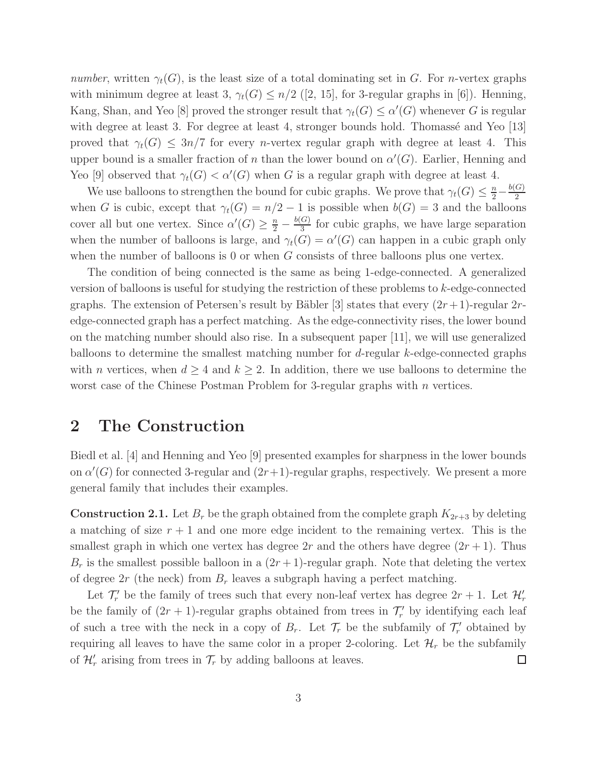*number*, written $\gamma_t(G)$, is the least size of a total dominating set in $G$. For $n$-vertex graphs with minimum degree at least 3, $\gamma_t(G) \le n/2$ ([2, 15], for 3-regular graphs in [6]). Henning, Kang, Shan, and Yeo [8] proved the stronger result that $\gamma_t(G) \le \alpha'(G)$ whenever $G$ is regular with degree at least 3. For degree at least 4, stronger bounds hold. Thomassé and Yeo [13] proved that $\gamma_t(G) \le 3n/7$ for every $n$-vertex regular graph with degree at least 4. This upper bound is a smaller fraction of $n$ than the lower bound on $\alpha'(G)$. Earlier, Henning and Yeo [9] observed that $\gamma_t(G) < \alpha'(G)$ when $G$ is a regular graph with degree at least 4.

We use balloons to strengthen the bound for cubic graphs. We prove that $\gamma_t(G) \le \frac{n}{2} - \frac{b(G)}{2}$ when $G$ is cubic, except that $\gamma_t(G) = n/2 - 1$ is possible when $b(G) = 3$ and the balloons cover all but one vertex. Since $\alpha'(G) \ge \frac{n}{2} - \frac{b(G)}{3}$ for cubic graphs, we have large separation when the number of balloons is large, and $\gamma_t(G) = \alpha'(G)$ can happen in a cubic graph only when the number of balloons is 0 or when $G$ consists of three balloons plus one vertex.

The condition of being connected is the same as being 1-edge-connected. A generalized version of balloons is useful for studying the restriction of these problems to $k$-edge-connected graphs. The extension of Petersen's result by Bäbler [3] states that every $(2r+1)$-regular $2r$-edge-connected graph has a perfect matching. As the edge-connectivity rises, the lower bound on the matching number should also rise. In a subsequent paper [11], we will use generalized balloons to determine the smallest matching number for $d$-regular $k$-edge-connected graphs with $n$ vertices, when $d \ge 4$ and $k \ge 2$. In addition, there we use balloons to determine the worst case of the Chinese Postman Problem for 3-regular graphs with $n$ vertices.

## 2 The Construction

Biedl et al. [4] and Henning and Yeo [9] presented examples for sharpness in the lower bounds on $\alpha'(G)$ for connected 3-regular and $(2r+1)$-regular graphs, respectively. We present a more general family that includes their examples.

**Construction 2.1.** Let $B_r$ be the graph obtained from the complete graph $K_{2r+3}$ by deleting a matching of size $r+1$ and one more edge incident to the remaining vertex. This is the smallest graph in which one vertex has degree $2r$ and the others have degree $(2r+1)$. Thus $B_r$ is the smallest possible balloon in a $(2r+1)$-regular graph. Note that deleting the vertex of degree $2r$ (the neck) from $B_r$ leaves a subgraph having a perfect matching.

Let $\mathcal{T}'_r$ be the family of trees such that every non-leaf vertex has degree $2r+1$. Let $\mathcal{H}'_r$ be the family of $(2r+1)$-regular graphs obtained from trees in $\mathcal{T}'_r$ by identifying each leaf of such a tree with the neck in a copy of $B_r$. Let $\mathcal{T}_r$ be the subfamily of $\mathcal{T}'_r$ obtained by requiring all leaves to have the same color in a proper 2-coloring. Let $\mathcal{H}_r$ be the subfamily of $\mathcal{H}'_r$ arising from trees in $\mathcal{T}_r$ by adding balloons at leaves. □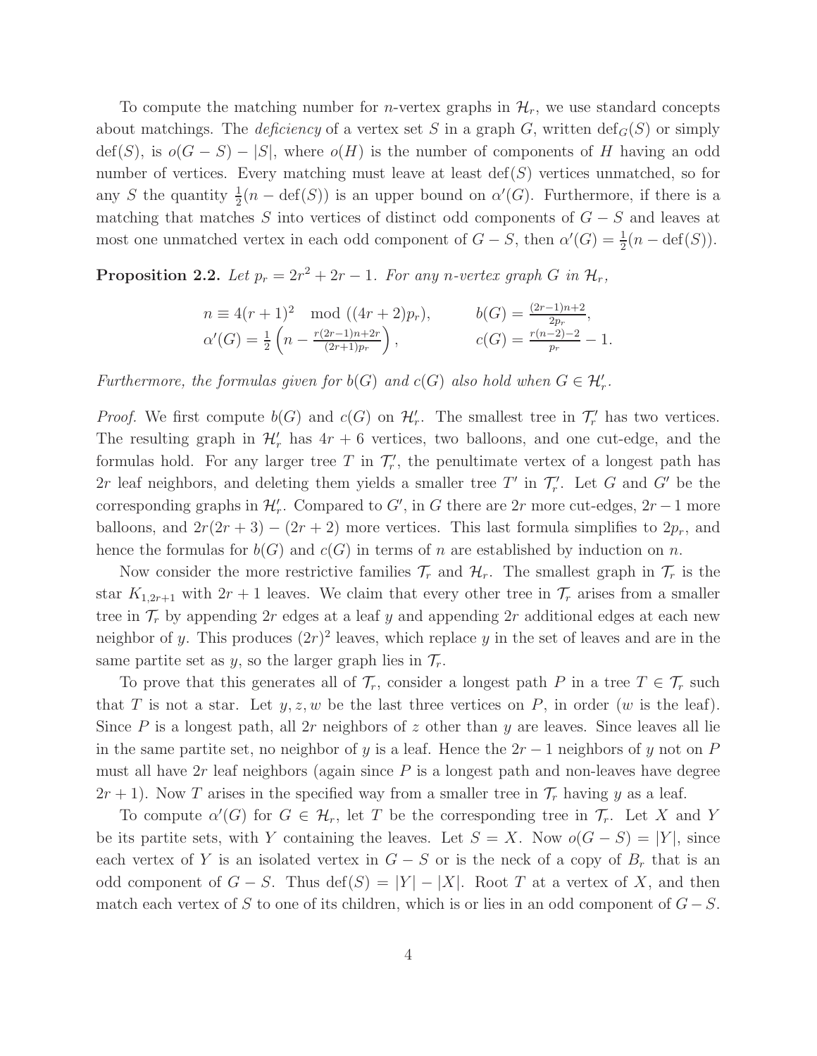To compute the matching number for $n$-vertex graphs in $\mathcal{H}_r$, we use standard concepts about matchings. The *deficiency* of a vertex set $S$ in a graph $G$, written $\mathrm{def}_G(S)$ or simply $\mathrm{def}(S)$, is $o(G-S) - |S|$, where $o(H)$ is the number of components of $H$ having an odd number of vertices. Every matching must leave at least $\mathrm{def}(S)$ vertices unmatched, so for any $S$ the quantity $\frac{1}{2}(n - \mathrm{def}(S))$ is an upper bound on $\alpha'(G)$. Furthermore, if there is a matching that matches $S$ into vertices of distinct odd components of $G-S$ and leaves at most one unmatched vertex in each odd component of $G-S$, then $\alpha'(G) = \frac{1}{2}(n - \mathrm{def}(S))$.

**Proposition 2.2.** *Let $p_r = 2r^2 + 2r - 1$. For any $n$-vertex graph $G$ in $\mathcal{H}_r$,*

$$n \equiv 4(r+1)^2 \mod ((4r+2)p_r), \qquad b(G) = \frac{(2r-1)n+2}{2p_r},$$
$$\alpha'(G) = \frac{1}{2}\left(n - \frac{r(2r-1)n+2r}{(2r+1)p_r}\right), \qquad c(G) = \frac{r(n-2)-2}{p_r} - 1.$$

*Furthermore, the formulas given for $b(G)$ and $c(G)$ also hold when $G \in \mathcal{H}'_r$.*

*Proof.* We first compute $b(G)$ and $c(G)$ on $\mathcal{H}'_r$. The smallest tree in $\mathcal{T}'_r$ has two vertices. The resulting graph in $\mathcal{H}'_r$ has $4r+6$ vertices, two balloons, and one cut-edge, and the formulas hold. For any larger tree $T$ in $\mathcal{T}'_r$, the penultimate vertex of a longest path has $2r$ leaf neighbors, and deleting them yields a smaller tree $T'$ in $\mathcal{T}'_r$. Let $G$ and $G'$ be the corresponding graphs in $\mathcal{H}'_r$. Compared to $G'$, in $G$ there are $2r$ more cut-edges, $2r-1$ more balloons, and $2r(2r+3) - (2r+2)$ more vertices. This last formula simplifies to $2p_r$, and hence the formulas for $b(G)$ and $c(G)$ in terms of $n$ are established by induction on $n$.

Now consider the more restrictive families $\mathcal{T}_r$ and $\mathcal{H}_r$. The smallest graph in $\mathcal{T}_r$ is the star $K_{1,2r+1}$ with $2r+1$ leaves. We claim that every other tree in $\mathcal{T}_r$ arises from a smaller tree in $\mathcal{T}_r$ by appending $2r$ edges at a leaf $y$ and appending $2r$ additional edges at each new neighbor of $y$. This produces $(2r)^2$ leaves, which replace $y$ in the set of leaves and are in the same partite set as $y$, so the larger graph lies in $\mathcal{T}_r$.

To prove that this generates all of $\mathcal{T}_r$, consider a longest path $P$ in a tree $T \in \mathcal{T}_r$ such that $T$ is not a star. Let $y, z, w$ be the last three vertices on $P$, in order ($w$ is the leaf). Since $P$ is a longest path, all $2r$ neighbors of $z$ other than $y$ are leaves. Since leaves all lie in the same partite set, no neighbor of $y$ is a leaf. Hence the $2r-1$ neighbors of $y$ not on $P$ must all have $2r$ leaf neighbors (again since $P$ is a longest path and non-leaves have degree $2r+1$). Now $T$ arises in the specified way from a smaller tree in $\mathcal{T}_r$ having $y$ as a leaf.

To compute $\alpha'(G)$ for $G \in \mathcal{H}_r$, let $T$ be the corresponding tree in $\mathcal{T}_r$. Let $X$ and $Y$ be its partite sets, with $Y$ containing the leaves. Let $S = X$. Now $o(G-S) = |Y|$, since each vertex of $Y$ is an isolated vertex in $G-S$ or is the neck of a copy of $B_r$ that is an odd component of $G-S$. Thus $\mathrm{def}(S) = |Y| - |X|$. Root $T$ at a vertex of $X$, and then match each vertex of $S$ to one of its children, which is or lies in an odd component of $G-S$.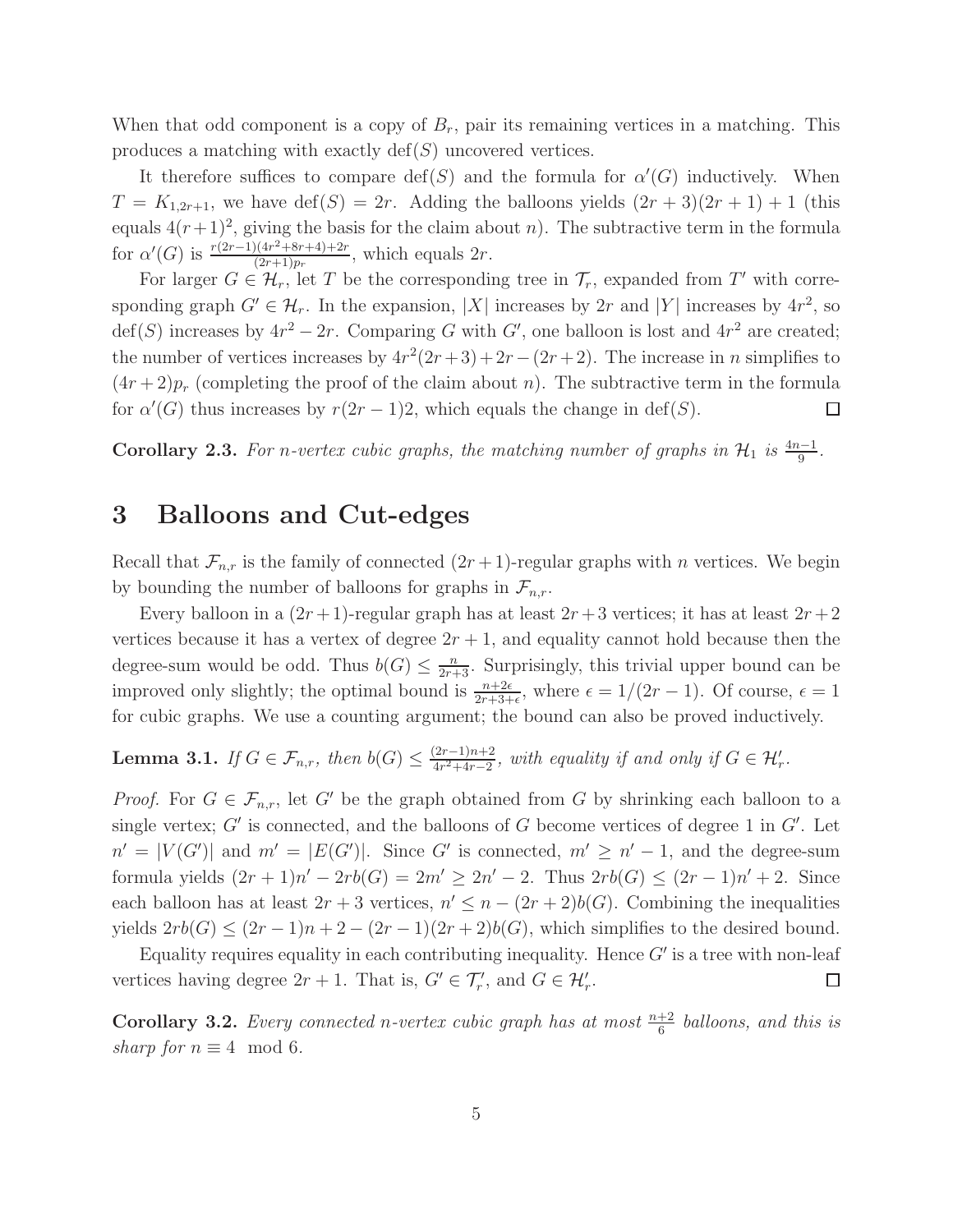When that odd component is a copy of $B_r$, pair its remaining vertices in a matching. This produces a matching with exactly $\mathrm{def}(S)$ uncovered vertices.

It therefore suffices to compare $\mathrm{def}(S)$ and the formula for $\alpha'(G)$ inductively. When $T = K_{1,2r+1}$, we have $\mathrm{def}(S) = 2r$. Adding the balloons yields $(2r+3)(2r+1)+1$ (this equals $4(r+1)^2$, giving the basis for the claim about $n$). The subtractive term in the formula for $\alpha'(G)$ is $\frac{r(2r-1)(4r^2+8r+4)+2r}{(2r+1)p_r}$, which equals $2r$.

For larger $G \in \mathcal{H}_r$, let $T$ be the corresponding tree in $\mathcal{T}_r$, expanded from $T'$ with corresponding graph $G' \in \mathcal{H}_r$. In the expansion, $|X|$ increases by $2r$ and $|Y|$ increases by $4r^2$, so $\mathrm{def}(S)$ increases by $4r^2 - 2r$. Comparing $G$ with $G'$, one balloon is lost and $4r^2$ are created; the number of vertices increases by $4r^2(2r+3) + 2r - (2r+2)$. The increase in $n$ simplifies to $(4r+2)p_r$ (completing the proof of the claim about $n$). The subtractive term in the formula for $\alpha'(G)$ thus increases by $r(2r-1)2$, which equals the change in $\mathrm{def}(S)$. □

**Corollary 2.3.** *For $n$-vertex cubic graphs, the matching number of graphs in $\mathcal{H}_1$ is $\frac{4n-1}{9}$.*

# 3 Balloons and Cut-edges

Recall that $\mathcal{F}_{n,r}$ is the family of connected $(2r+1)$-regular graphs with $n$ vertices. We begin by bounding the number of balloons for graphs in $\mathcal{F}_{n,r}$.

Every balloon in a $(2r+1)$-regular graph has at least $2r+3$ vertices; it has at least $2r+2$ vertices because it has a vertex of degree $2r+1$, and equality cannot hold because then the degree-sum would be odd. Thus $b(G) \le \frac{n}{2r+3}$. Surprisingly, this trivial upper bound can be improved only slightly; the optimal bound is $\frac{n+2\epsilon}{2r+3+\epsilon}$, where $\epsilon = 1/(2r-1)$. Of course, $\epsilon = 1$ for cubic graphs. We use a counting argument; the bound can also be proved inductively.

**Lemma 3.1.** *If $G \in \mathcal{F}_{n,r}$, then $b(G) \le \frac{(2r-1)n+2}{4r^2+4r-2}$, with equality if and only if $G \in \mathcal{H}'_r$.*

*Proof.* For $G \in \mathcal{F}_{n,r}$, let $G'$ be the graph obtained from $G$ by shrinking each balloon to a single vertex; $G'$ is connected, and the balloons of $G$ become vertices of degree 1 in $G'$. Let $n' = |V(G')|$ and $m' = |E(G')|$. Since $G'$ is connected, $m' \ge n' - 1$, and the degree-sum formula yields $(2r+1)n' - 2rb(G) = 2m' \ge 2n' - 2$. Thus $2rb(G) \le (2r-1)n' + 2$. Since each balloon has at least $2r+3$ vertices, $n' \le n - (2r+2)b(G)$. Combining the inequalities yields $2rb(G) \le (2r-1)n + 2 - (2r-1)(2r+2)b(G)$, which simplifies to the desired bound.

Equality requires equality in each contributing inequality. Hence $G'$ is a tree with non-leaf vertices having degree $2r+1$. That is, $G' \in \mathcal{T}'_r$, and $G \in \mathcal{H}'_r$. □

**Corollary 3.2.** *Every connected $n$-vertex cubic graph has at most $\frac{n+2}{6}$ balloons, and this is sharp for $n \equiv 4 \mod 6$.*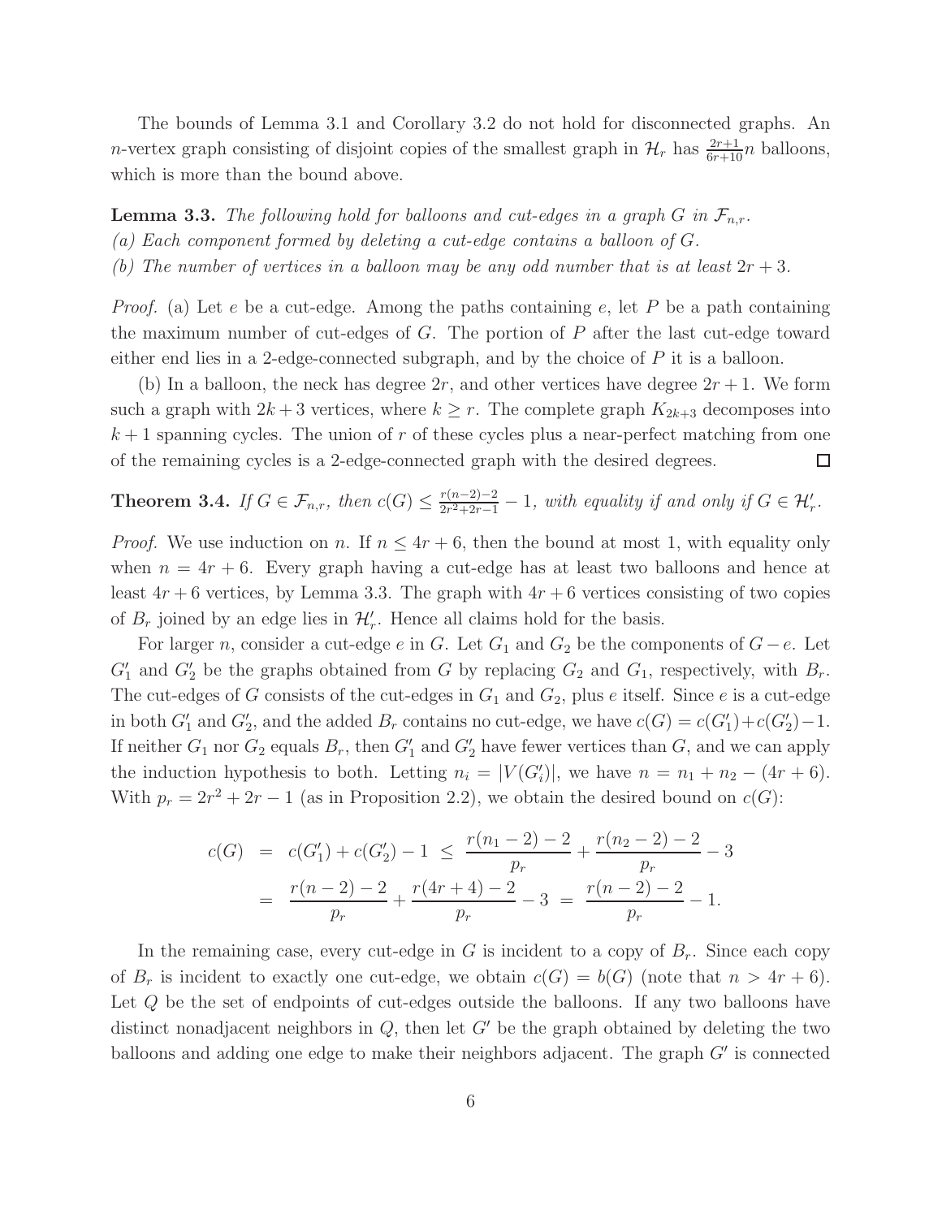The bounds of Lemma 3.1 and Corollary 3.2 do not hold for disconnected graphs. An $n$-vertex graph consisting of disjoint copies of the smallest graph in $\mathcal{H}_r$ has $\frac{2r+1}{6r+10}n$ balloons, which is more than the bound above.

**Lemma 3.3.** *The following hold for balloons and cut-edges in a graph $G$ in $\mathcal{F}_{n,r}$.*
*(a) Each component formed by deleting a cut-edge contains a balloon of $G$.*
*(b) The number of vertices in a balloon may be any odd number that is at least $2r+3$.*

*Proof.* (a) Let $e$ be a cut-edge. Among the paths containing $e$, let $P$ be a path containing the maximum number of cut-edges of $G$. The portion of $P$ after the last cut-edge toward either end lies in a 2-edge-connected subgraph, and by the choice of $P$ it is a balloon.

(b) In a balloon, the neck has degree $2r$, and other vertices have degree $2r+1$. We form such a graph with $2k+3$ vertices, where $k \geq r$. The complete graph $K_{2k+3}$ decomposes into $k+1$ spanning cycles. The union of $r$ of these cycles plus a near-perfect matching from one of the remaining cycles is a 2-edge-connected graph with the desired degrees. □

**Theorem 3.4.** *If $G \in \mathcal{F}_{n,r}$, then $c(G) \leq \frac{r(n-2)-2}{2r^2+2r-1} - 1$, with equality if and only if $G \in \mathcal{H}'_r$.*

*Proof.* We use induction on $n$. If $n \leq 4r+6$, then the bound at most 1, with equality only when $n = 4r+6$. Every graph having a cut-edge has at least two balloons and hence at least $4r+6$ vertices, by Lemma 3.3. The graph with $4r+6$ vertices consisting of two copies of $B_r$ joined by an edge lies in $\mathcal{H}'_r$. Hence all claims hold for the basis.

For larger $n$, consider a cut-edge $e$ in $G$. Let $G_1$ and $G_2$ be the components of $G-e$. Let $G'_1$ and $G'_2$ be the graphs obtained from $G$ by replacing $G_2$ and $G_1$, respectively, with $B_r$. The cut-edges of $G$ consists of the cut-edges in $G_1$ and $G_2$, plus $e$ itself. Since $e$ is a cut-edge in both $G'_1$ and $G'_2$, and the added $B_r$ contains no cut-edge, we have $c(G) = c(G'_1)+c(G'_2)-1$. If neither $G_1$ nor $G_2$ equals $B_r$, then $G'_1$ and $G'_2$ have fewer vertices than $G$, and we can apply the induction hypothesis to both. Letting $n_i = |V(G'_i)|$, we have $n = n_1 + n_2 - (4r+6)$. With $p_r = 2r^2+2r-1$ (as in Proposition 2.2), we obtain the desired bound on $c(G)$:

$$
\begin{aligned}
c(G) &= c(G'_1) + c(G'_2) - 1 \leq \frac{r(n_1-2)-2}{p_r} + \frac{r(n_2-2)-2}{p_r} - 3 \\
&= \frac{r(n-2)-2}{p_r} + \frac{r(4r+4)-2}{p_r} - 3 = \frac{r(n-2)-2}{p_r} - 1.
\end{aligned}
$$

In the remaining case, every cut-edge in $G$ is incident to a copy of $B_r$. Since each copy of $B_r$ is incident to exactly one cut-edge, we obtain $c(G) = b(G)$ (note that $n > 4r+6$). Let $Q$ be the set of endpoints of cut-edges outside the balloons. If any two balloons have distinct nonadjacent neighbors in $Q$, then let $G'$ be the graph obtained by deleting the two balloons and adding one edge to make their neighbors adjacent. The graph $G'$ is connected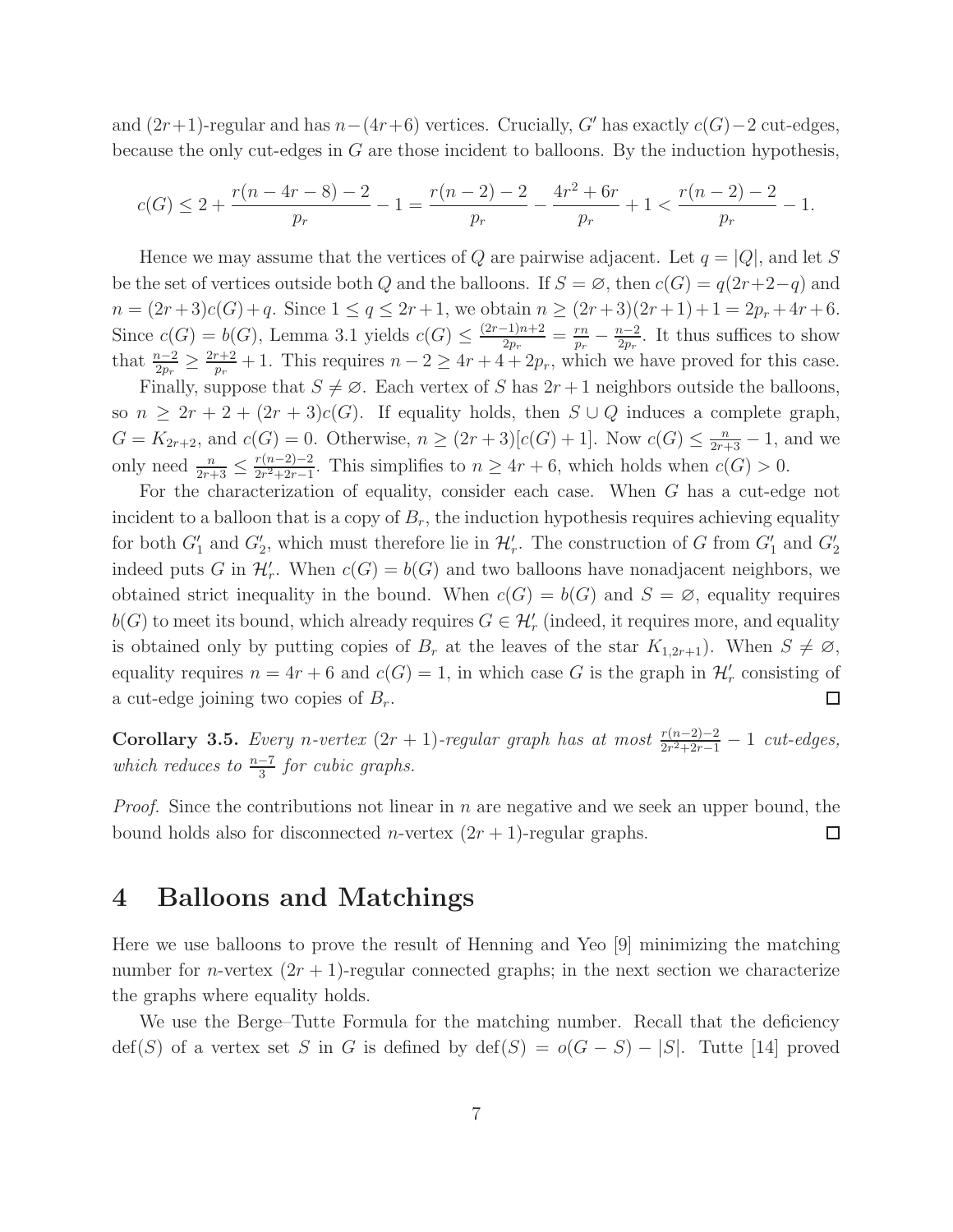and $(2r+1)$-regular and has $n-(4r+6)$ vertices. Crucially, $G'$ has exactly $c(G)-2$ cut-edges, because the only cut-edges in $G$ are those incident to balloons. By the induction hypothesis,

$$c(G) \le 2 + \frac{r(n-4r-8)-2}{p_r} - 1 = \frac{r(n-2)-2}{p_r} - \frac{4r^2+6r}{p_r} + 1 < \frac{r(n-2)-2}{p_r} - 1.$$

Hence we may assume that the vertices of $Q$ are pairwise adjacent. Let $q = |Q|$, and let $S$ be the set of vertices outside both $Q$ and the balloons. If $S = \varnothing$, then $c(G) = q(2r+2-q)$ and $n = (2r+3)c(G)+q$. Since $1 \le q \le 2r+1$, we obtain $n \ge (2r+3)(2r+1)+1 = 2p_r+4r+6$. Since $c(G) = b(G)$, Lemma 3.1 yields $c(G) \le \frac{(2r-1)n+2}{2p_r} = \frac{rn}{p_r} - \frac{n-2}{2p_r}$. It thus suffices to show that $\frac{n-2}{2p_r} \ge \frac{2r+2}{p_r} + 1$. This requires $n-2 \ge 4r+4+2p_r$, which we have proved for this case.

Finally, suppose that $S \ne \varnothing$. Each vertex of $S$ has $2r+1$ neighbors outside the balloons, so $n \ge 2r+2+(2r+3)c(G)$. If equality holds, then $S \cup Q$ induces a complete graph, $G = K_{2r+2}$, and $c(G) = 0$. Otherwise, $n \ge (2r+3)[c(G)+1]$. Now $c(G) \le \frac{n}{2r+3} - 1$, and we only need $\frac{n}{2r+3} \le \frac{r(n-2)-2}{2r^2+2r-1}$. This simplifies to $n \ge 4r+6$, which holds when $c(G) > 0$.

For the characterization of equality, consider each case. When $G$ has a cut-edge not incident to a balloon that is a copy of $B_r$, the induction hypothesis requires achieving equality for both $G_1'$ and $G_2'$, which must therefore lie in $\mathcal{H}_r'$. The construction of $G$ from $G_1'$ and $G_2'$ indeed puts $G$ in $\mathcal{H}_r'$. When $c(G) = b(G)$ and two balloons have nonadjacent neighbors, we obtained strict inequality in the bound. When $c(G) = b(G)$ and $S = \varnothing$, equality requires $b(G)$ to meet its bound, which already requires $G \in \mathcal{H}_r'$ (indeed, it requires more, and equality is obtained only by putting copies of $B_r$ at the leaves of the star $K_{1,2r+1}$). When $S \ne \varnothing$, equality requires $n = 4r+6$ and $c(G) = 1$, in which case $G$ is the graph in $\mathcal{H}_r'$ consisting of a cut-edge joining two copies of $B_r$. ☐

**Corollary 3.5.** *Every $n$-vertex $(2r+1)$-regular graph has at most $\frac{r(n-2)-2}{2r^2+2r-1} - 1$ cut-edges, which reduces to $\frac{n-7}{3}$ for cubic graphs.*

*Proof.* Since the contributions not linear in $n$ are negative and we seek an upper bound, the bound holds also for disconnected $n$-vertex $(2r+1)$-regular graphs. ☐

# 4 Balloons and Matchings

Here we use balloons to prove the result of Henning and Yeo [9] minimizing the matching number for $n$-vertex $(2r+1)$-regular connected graphs; in the next section we characterize the graphs where equality holds.

We use the Berge–Tutte Formula for the matching number. Recall that the deficiency $\mathrm{def}(S)$ of a vertex set $S$ in $G$ is defined by $\mathrm{def}(S) = o(G-S) - |S|$. Tutte [14] proved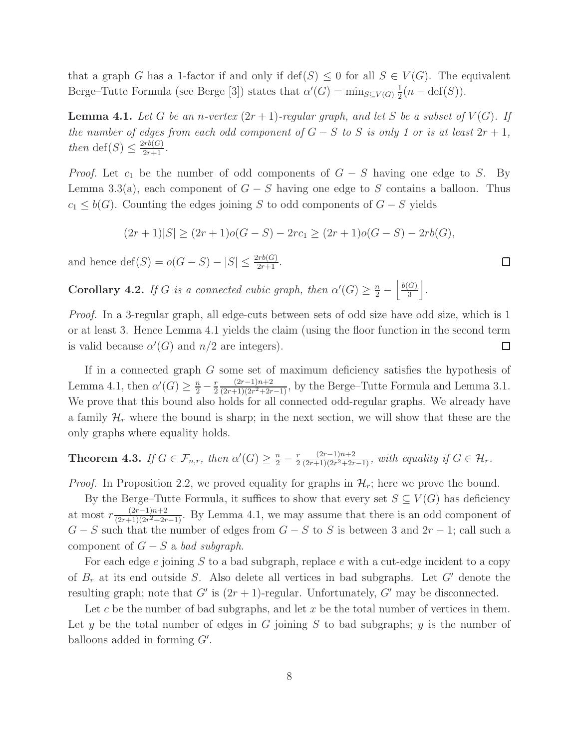that a graph $G$ has a 1-factor if and only if $\text{def}(S) \le 0$ for all $S \in V(G)$. The equivalent Berge–Tutte Formula (see Berge [3]) states that $\alpha'(G) = \min_{S\subseteq V(G)} \frac{1}{2}(n - \text{def}(S))$.

**Lemma 4.1.** *Let $G$ be an $n$-vertex $(2r+1)$-regular graph, and let $S$ be a subset of $V(G)$. If the number of edges from each odd component of $G-S$ to $S$ is only 1 or is at least $2r+1$, then* $\text{def}(S) \le \frac{2rb(G)}{2r+1}$.

*Proof.* Let $c_1$ be the number of odd components of $G-S$ having one edge to $S$. By Lemma 3.3(a), each component of $G-S$ having one edge to $S$ contains a balloon. Thus $c_1 \le b(G)$. Counting the edges joining $S$ to odd components of $G-S$ yields

$$(2r+1)|S| \ge (2r+1)o(G-S) - 2rc_1 \ge (2r+1)o(G-S) - 2rb(G),$$

and hence $\text{def}(S) = o(G-S) - |S| \le \frac{2rb(G)}{2r+1}$. □

**Corollary 4.2.** *If $G$ is a connected cubic graph, then* $\alpha'(G) \ge \frac{n}{2} - \left\lfloor \frac{b(G)}{3} \right\rfloor$.

*Proof.* In a 3-regular graph, all edge-cuts between sets of odd size have odd size, which is 1 or at least 3. Hence Lemma 4.1 yields the claim (using the floor function in the second term is valid because $\alpha'(G)$ and $n/2$ are integers). □

If in a connected graph $G$ some set of maximum deficiency satisfies the hypothesis of Lemma 4.1, then $\alpha'(G) \ge \frac{n}{2} - \frac{r}{2}\frac{(2r-1)n+2}{(2r+1)(2r^2+2r-1)}$, by the Berge–Tutte Formula and Lemma 3.1. We prove that this bound also holds for all connected odd-regular graphs. We already have a family $\mathcal{H}_r$ where the bound is sharp; in the next section, we will show that these are the only graphs where equality holds.

**Theorem 4.3.** *If $G \in \mathcal{F}_{n,r}$, then $\alpha'(G) \ge \frac{n}{2} - \frac{r}{2}\frac{(2r-1)n+2}{(2r+1)(2r^2+2r-1)}$, with equality if $G \in \mathcal{H}_r$.*

*Proof.* In Proposition 2.2, we proved equality for graphs in $\mathcal{H}_r$; here we prove the bound.

By the Berge–Tutte Formula, it suffices to show that every set $S \subseteq V(G)$ has deficiency at most $r\frac{(2r-1)n+2}{(2r+1)(2r^2+2r-1)}$. By Lemma 4.1, we may assume that there is an odd component of $G-S$ such that the number of edges from $G-S$ to $S$ is between 3 and $2r-1$; call such a component of $G-S$ a *bad subgraph*.

For each edge $e$ joining $S$ to a bad subgraph, replace $e$ with a cut-edge incident to a copy of $B_r$ at its end outside $S$. Also delete all vertices in bad subgraphs. Let $G'$ denote the resulting graph; note that $G'$ is $(2r+1)$-regular. Unfortunately, $G'$ may be disconnected.

Let $c$ be the number of bad subgraphs, and let $x$ be the total number of vertices in them. Let $y$ be the total number of edges in $G$ joining $S$ to bad subgraphs; $y$ is the number of balloons added in forming $G'$.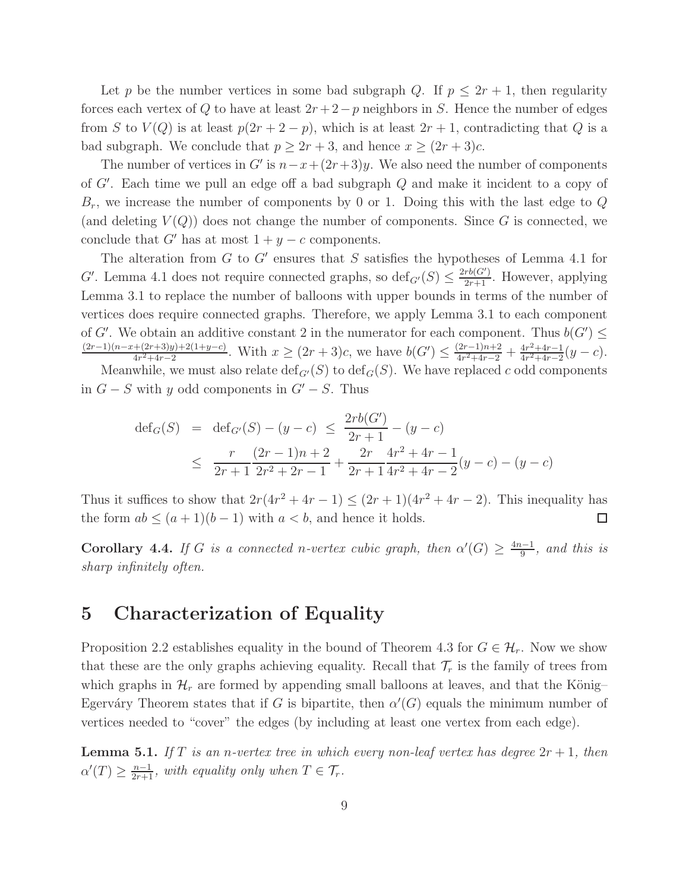Let $p$ be the number vertices in some bad subgraph $Q$. If $p \le 2r+1$, then regularity forces each vertex of $Q$ to have at least $2r+2-p$ neighbors in $S$. Hence the number of edges from $S$ to $V(Q)$ is at least $p(2r+2-p)$, which is at least $2r+1$, contradicting that $Q$ is a bad subgraph. We conclude that $p \ge 2r+3$, and hence $x \ge (2r+3)c$.

The number of vertices in $G'$ is $n-x+(2r+3)y$. We also need the number of components of $G'$. Each time we pull an edge off a bad subgraph $Q$ and make it incident to a copy of $B_r$, we increase the number of components by 0 or 1. Doing this with the last edge to $Q$ (and deleting $V(Q)$) does not change the number of components. Since $G$ is connected, we conclude that $G'$ has at most $1+y-c$ components.

The alteration from $G$ to $G'$ ensures that $S$ satisfies the hypotheses of Lemma 4.1 for $G'$. Lemma 4.1 does not require connected graphs, so $\mathrm{def}_{G'}(S) \le \frac{2rb(G')}{2r+1}$. However, applying Lemma 3.1 to replace the number of balloons with upper bounds in terms of the number of vertices does require connected graphs. Therefore, we apply Lemma 3.1 to each component of $G'$. We obtain an additive constant 2 in the numerator for each component. Thus $b(G') \le \frac{(2r-1)(n-x+(2r+3)y)+2(1+y-c)}{4r^2+4r-2}$. With $x \ge (2r+3)c$, we have $b(G') \le \frac{(2r-1)n+2}{4r^2+4r-2} + \frac{4r^2+4r-1}{4r^2+4r-2}(y-c)$.

Meanwhile, we must also relate $\mathrm{def}_{G'}(S)$ to $\mathrm{def}_G(S)$. We have replaced $c$ odd components in $G-S$ with $y$ odd components in $G'-S$. Thus

$$\begin{aligned}
\mathrm{def}_G(S) &= \mathrm{def}_{G'}(S) - (y-c) \le \frac{2rb(G')}{2r+1} - (y-c) \\
&\le \frac{r}{2r+1}\frac{(2r-1)n+2}{2r^2+2r-1} + \frac{2r}{2r+1}\frac{4r^2+4r-1}{4r^2+4r-2}(y-c) - (y-c)
\end{aligned}$$

Thus it suffices to show that $2r(4r^2+4r-1) \le (2r+1)(4r^2+4r-2)$. This inequality has the form $ab \le (a+1)(b-1)$ with $a < b$, and hence it holds. □

**Corollary 4.4.** *If $G$ is a connected $n$-vertex cubic graph, then $\alpha'(G) \ge \frac{4n-1}{9}$, and this is sharp infinitely often.*

# 5 Characterization of Equality

Proposition 2.2 establishes equality in the bound of Theorem 4.3 for $G \in \mathcal{H}_r$. Now we show that these are the only graphs achieving equality. Recall that $\mathcal{T}_r$ is the family of trees from which graphs in $\mathcal{H}_r$ are formed by appending small balloons at leaves, and that the König–Egerváry Theorem states that if $G$ is bipartite, then $\alpha'(G)$ equals the minimum number of vertices needed to "cover" the edges (by including at least one vertex from each edge).

**Lemma 5.1.** *If $T$ is an $n$-vertex tree in which every non-leaf vertex has degree $2r+1$, then $\alpha'(T) \ge \frac{n-1}{2r+1}$, with equality only when $T \in \mathcal{T}_r$.*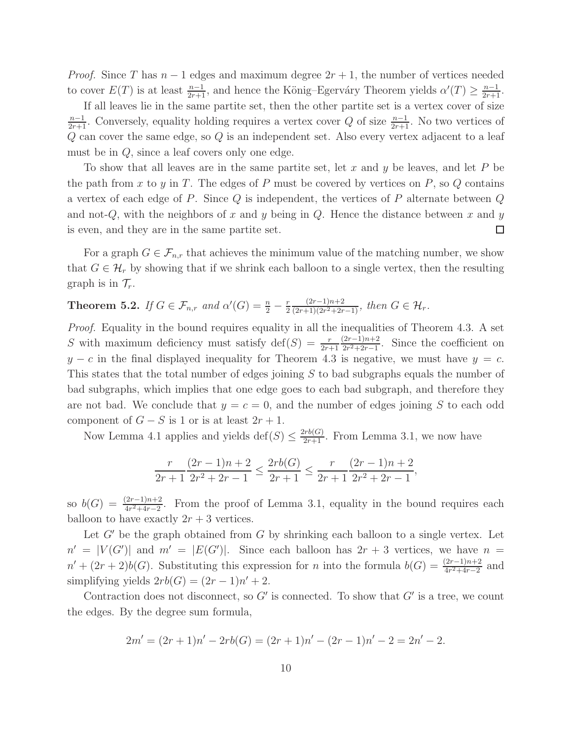*Proof.* Since $T$ has $n-1$ edges and maximum degree $2r+1$, the number of vertices needed to cover $E(T)$ is at least $\frac{n-1}{2r+1}$, and hence the König–Egerváry Theorem yields $\alpha'(T) \geq \frac{n-1}{2r+1}$.

If all leaves lie in the same partite set, then the other partite set is a vertex cover of size $\frac{n-1}{2r+1}$. Conversely, equality holding requires a vertex cover $Q$ of size $\frac{n-1}{2r+1}$. No two vertices of $Q$ can cover the same edge, so $Q$ is an independent set. Also every vertex adjacent to a leaf must be in $Q$, since a leaf covers only one edge.

To show that all leaves are in the same partite set, let $x$ and $y$ be leaves, and let $P$ be the path from $x$ to $y$ in $T$. The edges of $P$ must be covered by vertices on $P$, so $Q$ contains a vertex of each edge of $P$. Since $Q$ is independent, the vertices of $P$ alternate between $Q$ and not-$Q$, with the neighbors of $x$ and $y$ being in $Q$. Hence the distance between $x$ and $y$ is even, and they are in the same partite set. □

For a graph $G \in \mathcal{F}_{n,r}$ that achieves the minimum value of the matching number, we show that $G \in \mathcal{H}_r$ by showing that if we shrink each balloon to a single vertex, then the resulting graph is in $\mathcal{T}_r$.

**Theorem 5.2.** *If $G \in \mathcal{F}_{n,r}$ and $\alpha'(G) = \frac{n}{2} - \frac{r}{2}\frac{(2r-1)n+2}{(2r+1)(2r^2+2r-1)}$, then $G \in \mathcal{H}_r$.*

*Proof.* Equality in the bound requires equality in all the inequalities of Theorem 4.3. A set $S$ with maximum deficiency must satisfy $\operatorname{def}(S) = \frac{r}{2r+1}\frac{(2r-1)n+2}{2r^2+2r-1}$. Since the coefficient on $y-c$ in the final displayed inequality for Theorem 4.3 is negative, we must have $y = c$. This states that the total number of edges joining $S$ to bad subgraphs equals the number of bad subgraphs, which implies that one edge goes to each bad subgraph, and therefore they are not bad. We conclude that $y = c = 0$, and the number of edges joining $S$ to each odd component of $G - S$ is 1 or is at least $2r+1$.

Now Lemma 4.1 applies and yields $\operatorname{def}(S) \leq \frac{2rb(G)}{2r+1}$. From Lemma 3.1, we now have

$$\frac{r}{2r+1}\frac{(2r-1)n+2}{2r^2+2r-1} \leq \frac{2rb(G)}{2r+1} \leq \frac{r}{2r+1}\frac{(2r-1)n+2}{2r^2+2r-1},$$

so $b(G) = \frac{(2r-1)n+2}{4r^2+4r-2}$. From the proof of Lemma 3.1, equality in the bound requires each balloon to have exactly $2r+3$ vertices.

Let $G'$ be the graph obtained from $G$ by shrinking each balloon to a single vertex. Let $n' = |V(G')|$ and $m' = |E(G')|$. Since each balloon has $2r+3$ vertices, we have $n = n' + (2r+2)b(G)$. Substituting this expression for $n$ into the formula $b(G) = \frac{(2r-1)n+2}{4r^2+4r-2}$ and simplifying yields $2rb(G) = (2r-1)n' + 2$.

Contraction does not disconnect, so $G'$ is connected. To show that $G'$ is a tree, we count the edges. By the degree sum formula,

$$2m' = (2r+1)n' - 2rb(G) = (2r+1)n' - (2r-1)n' - 2 = 2n' - 2.$$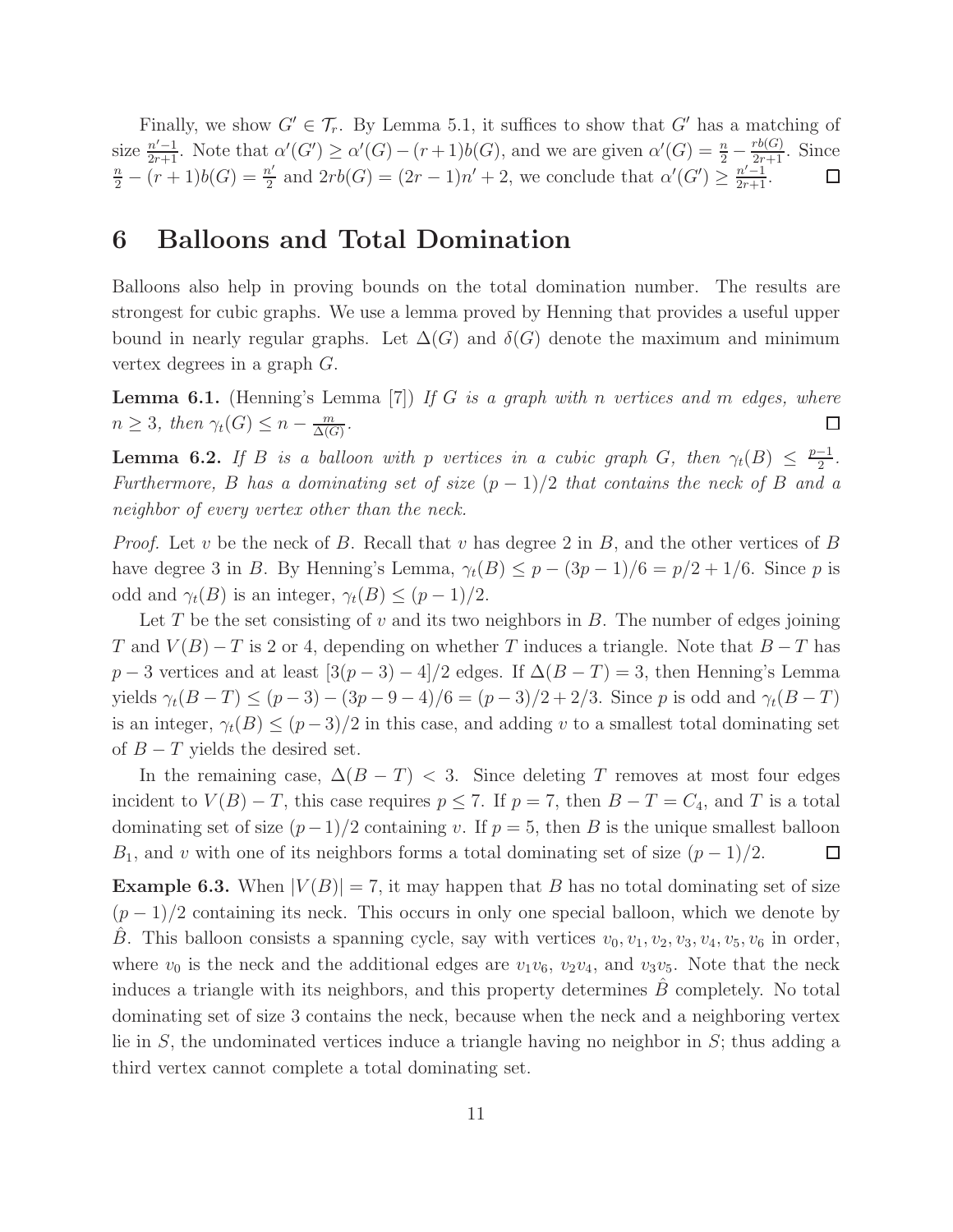Finally, we show $G' \in \mathcal{T}_r$. By Lemma 5.1, it suffices to show that $G'$ has a matching of size $\frac{n'-1}{2r+1}$. Note that $\alpha'(G') \geq \alpha'(G) - (r+1)b(G)$, and we are given $\alpha'(G) = \frac{n}{2} - \frac{rb(G)}{2r+1}$. Since $\frac{n}{2} - (r+1)b(G) = \frac{n'}{2}$ and $2rb(G) = (2r-1)n' + 2$, we conclude that $\alpha'(G') \geq \frac{n'-1}{2r+1}$. $\square$

# 6 Balloons and Total Domination

Balloons also help in proving bounds on the total domination number. The results are strongest for cubic graphs. We use a lemma proved by Henning that provides a useful upper bound in nearly regular graphs. Let $\Delta(G)$ and $\delta(G)$ denote the maximum and minimum vertex degrees in a graph $G$.

**Lemma 6.1.** (Henning's Lemma [7]) *If $G$ is a graph with $n$ vertices and $m$ edges, where $n \geq 3$, then $\gamma_t(G) \leq n - \frac{m}{\Delta(G)}$.* $\square$

**Lemma 6.2.** *If $B$ is a balloon with $p$ vertices in a cubic graph $G$, then $\gamma_t(B) \leq \frac{p-1}{2}$. Furthermore, $B$ has a dominating set of size $(p-1)/2$ that contains the neck of $B$ and a neighbor of every vertex other than the neck.*

*Proof.* Let $v$ be the neck of $B$. Recall that $v$ has degree 2 in $B$, and the other vertices of $B$ have degree 3 in $B$. By Henning's Lemma, $\gamma_t(B) \leq p - (3p-1)/6 = p/2 + 1/6$. Since $p$ is odd and $\gamma_t(B)$ is an integer, $\gamma_t(B) \leq (p-1)/2$.

Let $T$ be the set consisting of $v$ and its two neighbors in $B$. The number of edges joining $T$ and $V(B) - T$ is 2 or 4, depending on whether $T$ induces a triangle. Note that $B - T$ has $p - 3$ vertices and at least $[3(p-3) - 4]/2$ edges. If $\Delta(B - T) = 3$, then Henning's Lemma yields $\gamma_t(B - T) \leq (p-3) - (3p - 9 - 4)/6 = (p-3)/2 + 2/3$. Since $p$ is odd and $\gamma_t(B - T)$ is an integer, $\gamma_t(B) \leq (p-3)/2$ in this case, and adding $v$ to a smallest total dominating set of $B - T$ yields the desired set.

In the remaining case, $\Delta(B - T) < 3$. Since deleting $T$ removes at most four edges incident to $V(B) - T$, this case requires $p \leq 7$. If $p = 7$, then $B - T = C_4$, and $T$ is a total dominating set of size $(p-1)/2$ containing $v$. If $p = 5$, then $B$ is the unique smallest balloon $B_1$, and $v$ with one of its neighbors forms a total dominating set of size $(p-1)/2$. $\square$

**Example 6.3.** When $|V(B)| = 7$, it may happen that $B$ has no total dominating set of size $(p-1)/2$ containing its neck. This occurs in only one special balloon, which we denote by $\hat{B}$. This balloon consists a spanning cycle, say with vertices $v_0, v_1, v_2, v_3, v_4, v_5, v_6$ in order, where $v_0$ is the neck and the additional edges are $v_1v_6$, $v_2v_4$, and $v_3v_5$. Note that the neck induces a triangle with its neighbors, and this property determines $\hat{B}$ completely. No total dominating set of size 3 contains the neck, because when the neck and a neighboring vertex lie in $S$, the undominated vertices induce a triangle having no neighbor in $S$; thus adding a third vertex cannot complete a total dominating set.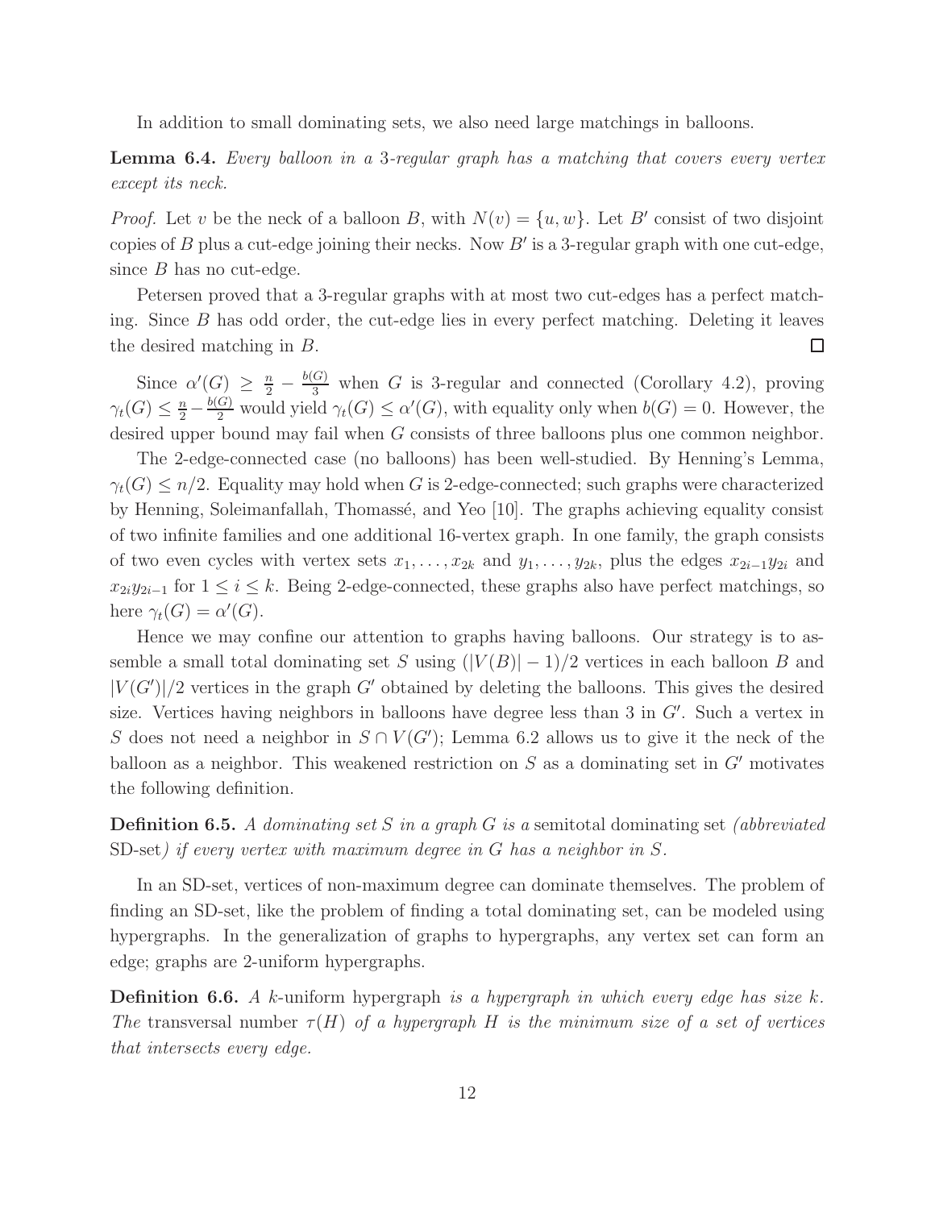In addition to small dominating sets, we also need large matchings in balloons.

**Lemma 6.4.** *Every balloon in a 3-regular graph has a matching that covers every vertex except its neck.*

*Proof.* Let $v$ be the neck of a balloon $B$, with $N(v) = \{u, w\}$. Let $B'$ consist of two disjoint copies of $B$ plus a cut-edge joining their necks. Now $B'$ is a 3-regular graph with one cut-edge, since $B$ has no cut-edge.

Petersen proved that a 3-regular graphs with at most two cut-edges has a perfect matching. Since $B$ has odd order, the cut-edge lies in every perfect matching. Deleting it leaves the desired matching in $B$. $\square$

Since $\alpha'(G) \geq \frac{n}{2} - \frac{b(G)}{3}$ when $G$ is 3-regular and connected (Corollary 4.2), proving $\gamma_t(G) \leq \frac{n}{2} - \frac{b(G)}{2}$ would yield $\gamma_t(G) \leq \alpha'(G)$, with equality only when $b(G) = 0$. However, the desired upper bound may fail when $G$ consists of three balloons plus one common neighbor.

The 2-edge-connected case (no balloons) has been well-studied. By Henning's Lemma, $\gamma_t(G) \leq n/2$. Equality may hold when $G$ is 2-edge-connected; such graphs were characterized by Henning, Soleimanfallah, Thomassé, and Yeo [10]. The graphs achieving equality consist of two infinite families and one additional 16-vertex graph. In one family, the graph consists of two even cycles with vertex sets $x_1, \ldots, x_{2k}$ and $y_1, \ldots, y_{2k}$, plus the edges $x_{2i-1}y_{2i}$ and $x_{2i}y_{2i-1}$ for $1 \leq i \leq k$. Being 2-edge-connected, these graphs also have perfect matchings, so here $\gamma_t(G) = \alpha'(G)$.

Hence we may confine our attention to graphs having balloons. Our strategy is to assemble a small total dominating set $S$ using $(|V(B)| - 1)/2$ vertices in each balloon $B$ and $|V(G')|/2$ vertices in the graph $G'$ obtained by deleting the balloons. This gives the desired size. Vertices having neighbors in balloons have degree less than 3 in $G'$. Such a vertex in $S$ does not need a neighbor in $S \cap V(G')$; Lemma 6.2 allows us to give it the neck of the balloon as a neighbor. This weakened restriction on $S$ as a dominating set in $G'$ motivates the following definition.

**Definition 6.5.** *A dominating set $S$ in a graph $G$ is a* semitotal dominating set *(abbreviated* SD-set*) if every vertex with maximum degree in $G$ has a neighbor in $S$.*

In an SD-set, vertices of non-maximum degree can dominate themselves. The problem of finding an SD-set, like the problem of finding a total dominating set, can be modeled using hypergraphs. In the generalization of graphs to hypergraphs, any vertex set can form an edge; graphs are 2-uniform hypergraphs.

**Definition 6.6.** *A $k$-uniform* hypergraph *is a hypergraph in which every edge has size $k$. The* transversal number *$\tau(H)$ of a hypergraph $H$ is the minimum size of a set of vertices that intersects every edge.*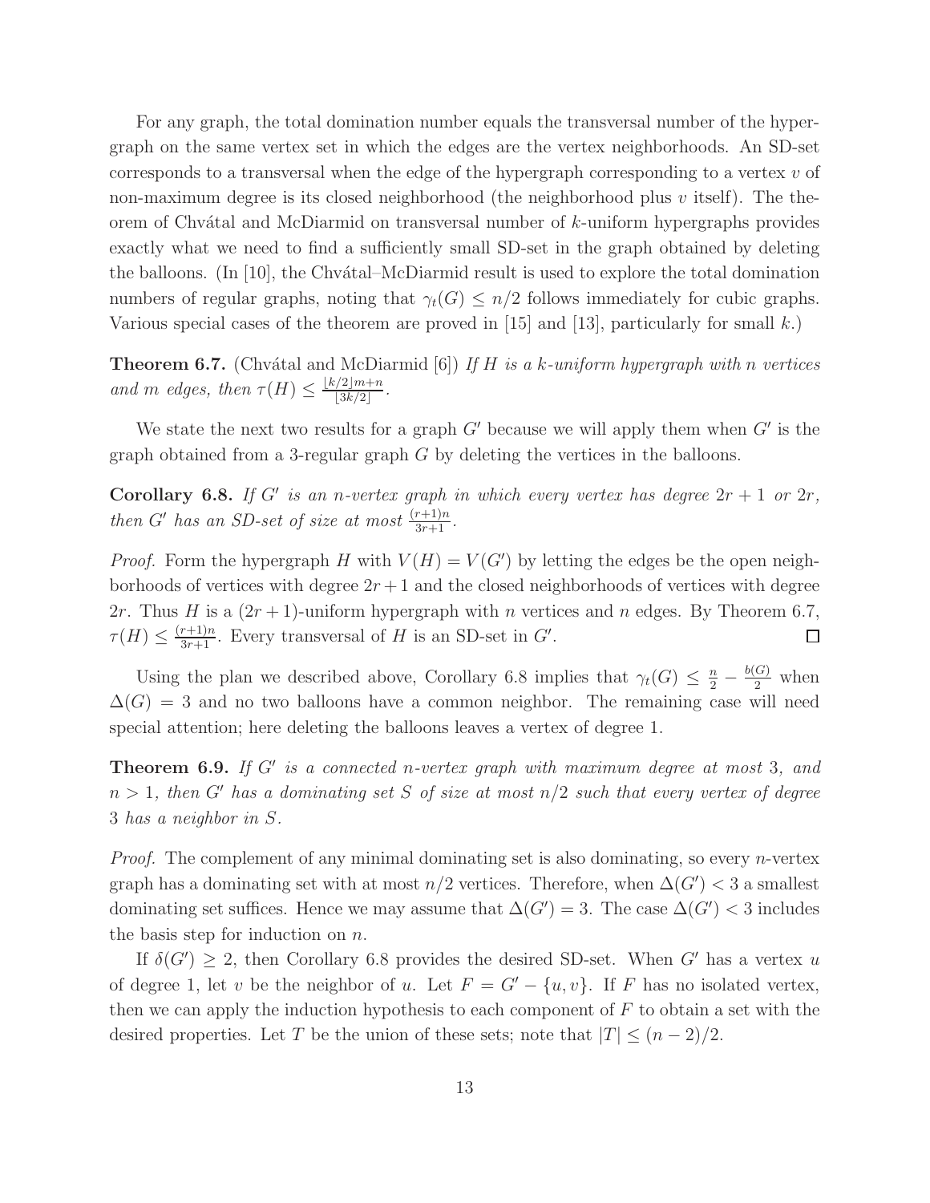For any graph, the total domination number equals the transversal number of the hypergraph on the same vertex set in which the edges are the vertex neighborhoods. An SD-set corresponds to a transversal when the edge of the hypergraph corresponding to a vertex $v$ of non-maximum degree is its closed neighborhood (the neighborhood plus $v$ itself). The theorem of Chvátal and McDiarmid on transversal number of $k$-uniform hypergraphs provides exactly what we need to find a sufficiently small SD-set in the graph obtained by deleting the balloons. (In [10], the Chvátal–McDiarmid result is used to explore the total domination numbers of regular graphs, noting that $\gamma_t(G) \le n/2$ follows immediately for cubic graphs. Various special cases of the theorem are proved in [15] and [13], particularly for small $k$.)

**Theorem 6.7.** (Chvátal and McDiarmid [6]) *If $H$ is a $k$-uniform hypergraph with $n$ vertices and $m$ edges, then $\tau(H) \le \frac{\lfloor k/2 \rfloor m + n}{\lfloor 3k/2 \rfloor}$.*

We state the next two results for a graph $G'$ because we will apply them when $G'$ is the graph obtained from a 3-regular graph $G$ by deleting the vertices in the balloons.

**Corollary 6.8.** *If $G'$ is an $n$-vertex graph in which every vertex has degree $2r+1$ or $2r$, then $G'$ has an SD-set of size at most $\frac{(r+1)n}{3r+1}$.*

*Proof.* Form the hypergraph $H$ with $V(H) = V(G')$ by letting the edges be the open neighborhoods of vertices with degree $2r+1$ and the closed neighborhoods of vertices with degree $2r$. Thus $H$ is a $(2r+1)$-uniform hypergraph with $n$ vertices and $n$ edges. By Theorem 6.7, $\tau(H) \le \frac{(r+1)n}{3r+1}$. Every transversal of $H$ is an SD-set in $G'$. □

Using the plan we described above, Corollary 6.8 implies that $\gamma_t(G) \le \frac{n}{2} - \frac{b(G)}{2}$ when $\Delta(G) = 3$ and no two balloons have a common neighbor. The remaining case will need special attention; here deleting the balloons leaves a vertex of degree 1.

**Theorem 6.9.** *If $G'$ is a connected $n$-vertex graph with maximum degree at most 3, and $n > 1$, then $G'$ has a dominating set $S$ of size at most $n/2$ such that every vertex of degree 3 has a neighbor in $S$.*

*Proof.* The complement of any minimal dominating set is also dominating, so every $n$-vertex graph has a dominating set with at most $n/2$ vertices. Therefore, when $\Delta(G') < 3$ a smallest dominating set suffices. Hence we may assume that $\Delta(G') = 3$. The case $\Delta(G') < 3$ includes the basis step for induction on $n$.

If $\delta(G') \ge 2$, then Corollary 6.8 provides the desired SD-set. When $G'$ has a vertex $u$ of degree 1, let $v$ be the neighbor of $u$. Let $F = G' - \{u, v\}$. If $F$ has no isolated vertex, then we can apply the induction hypothesis to each component of $F$ to obtain a set with the desired properties. Let $T$ be the union of these sets; note that $|T| \le (n-2)/2$.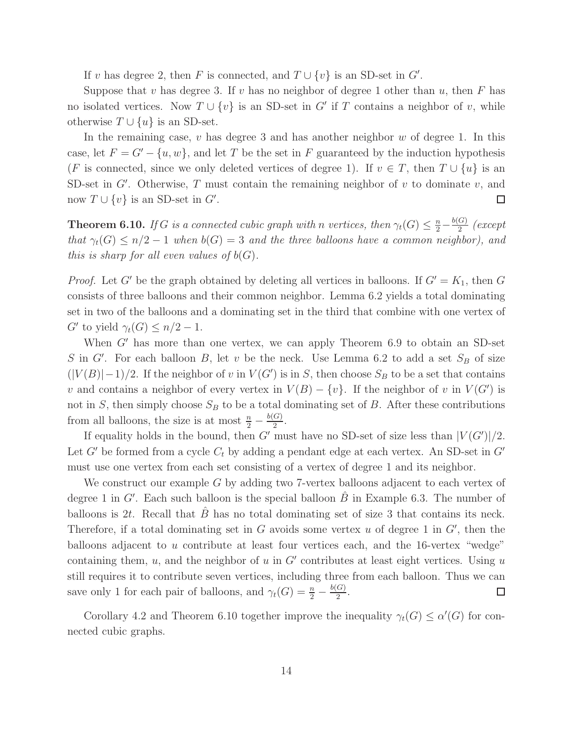If $v$ has degree 2, then $F$ is connected, and $T \cup \{v\}$ is an SD-set in $G'$.

Suppose that $v$ has degree 3. If $v$ has no neighbor of degree 1 other than $u$, then $F$ has no isolated vertices. Now $T \cup \{v\}$ is an SD-set in $G'$ if $T$ contains a neighbor of $v$, while otherwise $T \cup \{u\}$ is an SD-set.

In the remaining case, $v$ has degree 3 and has another neighbor $w$ of degree 1. In this case, let $F = G' - \{u, w\}$, and let $T$ be the set in $F$ guaranteed by the induction hypothesis ($F$ is connected, since we only deleted vertices of degree 1). If $v \in T$, then $T \cup \{u\}$ is an SD-set in $G'$. Otherwise, $T$ must contain the remaining neighbor of $v$ to dominate $v$, and now $T \cup \{v\}$ is an SD-set in $G'$. □

**Theorem 6.10.** *If $G$ is a connected cubic graph with $n$ vertices, then $\gamma_t(G) \le \frac{n}{2} - \frac{b(G)}{2}$ (except that $\gamma_t(G) \le n/2 - 1$ when $b(G) = 3$ and the three balloons have a common neighbor), and this is sharp for all even values of $b(G)$.*

*Proof.* Let $G'$ be the graph obtained by deleting all vertices in balloons. If $G' = K_1$, then $G$ consists of three balloons and their common neighbor. Lemma 6.2 yields a total dominating set in two of the balloons and a dominating set in the third that combine with one vertex of $G'$ to yield $\gamma_t(G) \le n/2 - 1$.

When $G'$ has more than one vertex, we can apply Theorem 6.9 to obtain an SD-set $S$ in $G'$. For each balloon $B$, let $v$ be the neck. Use Lemma 6.2 to add a set $S_B$ of size $(|V(B)|-1)/2$. If the neighbor of $v$ in $V(G')$ is in $S$, then choose $S_B$ to be a set that contains $v$ and contains a neighbor of every vertex in $V(B) - \{v\}$. If the neighbor of $v$ in $V(G')$ is not in $S$, then simply choose $S_B$ to be a total dominating set of $B$. After these contributions from all balloons, the size is at most $\frac{n}{2} - \frac{b(G)}{2}$.

If equality holds in the bound, then $G'$ must have no SD-set of size less than $|V(G')|/2$. Let $G'$ be formed from a cycle $C_t$ by adding a pendant edge at each vertex. An SD-set in $G'$ must use one vertex from each set consisting of a vertex of degree 1 and its neighbor.

We construct our example $G$ by adding two 7-vertex balloons adjacent to each vertex of degree 1 in $G'$. Each such balloon is the special balloon $\hat{B}$ in Example 6.3. The number of balloons is $2t$. Recall that $\hat{B}$ has no total dominating set of size 3 that contains its neck. Therefore, if a total dominating set in $G$ avoids some vertex $u$ of degree 1 in $G'$, then the balloons adjacent to $u$ contribute at least four vertices each, and the 16-vertex "wedge" containing them, $u$, and the neighbor of $u$ in $G'$ contributes at least eight vertices. Using $u$ still requires it to contribute seven vertices, including three from each balloon. Thus we can save only 1 for each pair of balloons, and $\gamma_t(G) = \frac{n}{2} - \frac{b(G)}{2}$. □

Corollary 4.2 and Theorem 6.10 together improve the inequality $\gamma_t(G) \le \alpha'(G)$ for connected cubic graphs.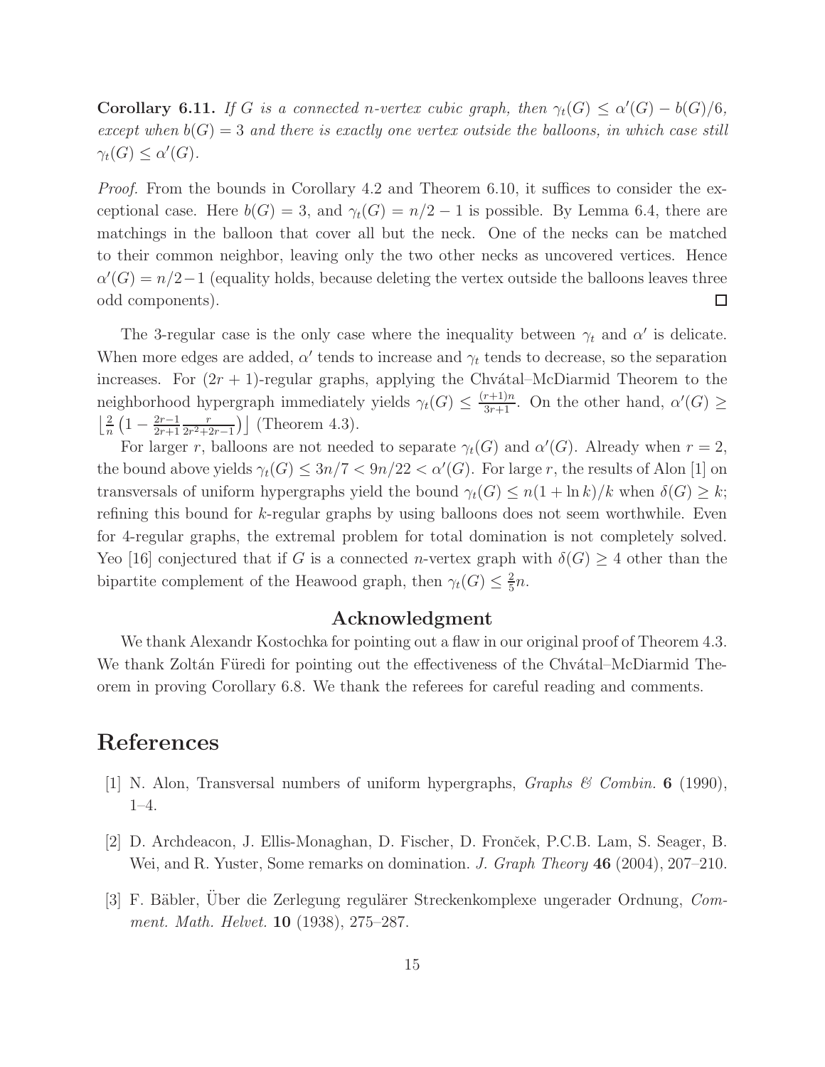**Corollary 6.11.** *If $G$ is a connected $n$-vertex cubic graph, then $\gamma_t(G) \le \alpha'(G) - b(G)/6$, except when $b(G) = 3$ and there is exactly one vertex outside the balloons, in which case still $\gamma_t(G) \le \alpha'(G)$.*

*Proof.* From the bounds in Corollary 4.2 and Theorem 6.10, it suffices to consider the exceptional case. Here $b(G) = 3$, and $\gamma_t(G) = n/2 - 1$ is possible. By Lemma 6.4, there are matchings in the balloon that cover all but the neck. One of the necks can be matched to their common neighbor, leaving only the two other necks as uncovered vertices. Hence $\alpha'(G) = n/2 - 1$ (equality holds, because deleting the vertex outside the balloons leaves three odd components). □

The 3-regular case is the only case where the inequality between $\gamma_t$ and $\alpha'$ is delicate. When more edges are added, $\alpha'$ tends to increase and $\gamma_t$ tends to decrease, so the separation increases. For $(2r+1)$-regular graphs, applying the Chvátal–McDiarmid Theorem to the neighborhood hypergraph immediately yields $\gamma_t(G) \le \frac{(r+1)n}{3r+1}$. On the other hand, $\alpha'(G) \ge \left\lfloor \frac{2}{n}\left(1 - \frac{2r-1}{2r+1}\frac{r}{2r^2+2r-1}\right)\right\rfloor$ (Theorem 4.3).

For larger $r$, balloons are not needed to separate $\gamma_t(G)$ and $\alpha'(G)$. Already when $r = 2$, the bound above yields $\gamma_t(G) \le 3n/7 < 9n/22 < \alpha'(G)$. For large $r$, the results of Alon [1] on transversals of uniform hypergraphs yield the bound $\gamma_t(G) \le n(1 + \ln k)/k$ when $\delta(G) \ge k$; refining this bound for $k$-regular graphs by using balloons does not seem worthwhile. Even for 4-regular graphs, the extremal problem for total domination is not completely solved. Yeo [16] conjectured that if $G$ is a connected $n$-vertex graph with $\delta(G) \ge 4$ other than the bipartite complement of the Heawood graph, then $\gamma_t(G) \le \frac{2}{5}n$.

## Acknowledgment

We thank Alexandr Kostochka for pointing out a flaw in our original proof of Theorem 4.3. We thank Zoltán Füredi for pointing out the effectiveness of the Chvátal–McDiarmid Theorem in proving Corollary 6.8. We thank the referees for careful reading and comments.

# References

[1] N. Alon, Transversal numbers of uniform hypergraphs, *Graphs & Combin.* **6** (1990), 1–4.

[2] D. Archdeacon, J. Ellis-Monaghan, D. Fischer, D. Fronček, P.C.B. Lam, S. Seager, B. Wei, and R. Yuster, Some remarks on domination. *J. Graph Theory* **46** (2004), 207–210.

[3] F. Bäbler, Über die Zerlegung regulärer Streckenkomplexe ungerader Ordnung, *Comment. Math. Helvet.* **10** (1938), 275–287.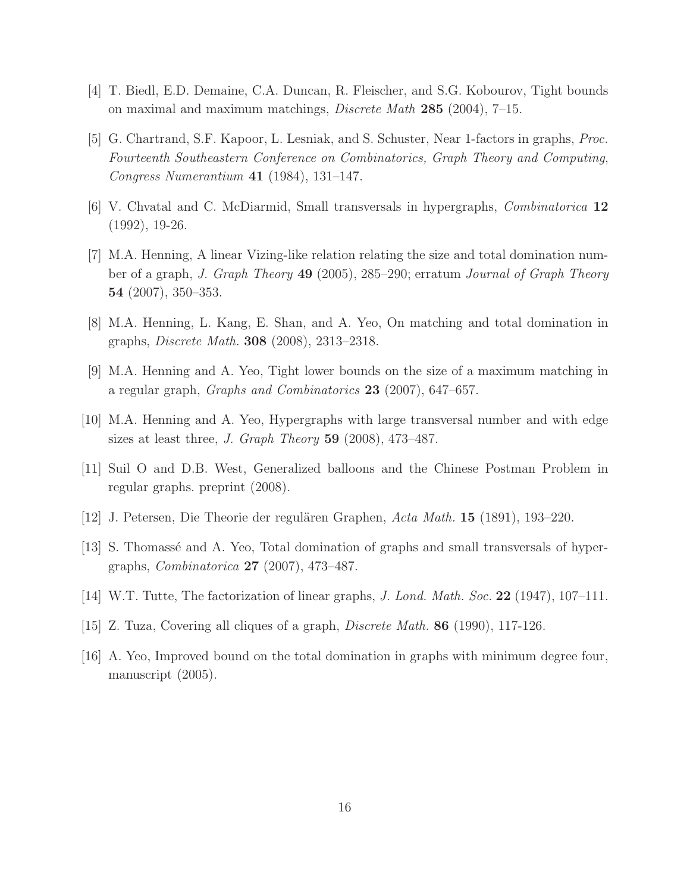[4] T. Biedl, E.D. Demaine, C.A. Duncan, R. Fleischer, and S.G. Kobourov, Tight bounds on maximal and maximum matchings, *Discrete Math* **285** (2004), 7–15.

[5] G. Chartrand, S.F. Kapoor, L. Lesniak, and S. Schuster, Near 1-factors in graphs, *Proc. Fourteenth Southeastern Conference on Combinatorics, Graph Theory and Computing, Congress Numerantium* **41** (1984), 131–147.

[6] V. Chvatal and C. McDiarmid, Small transversals in hypergraphs, *Combinatorica* **12** (1992), 19-26.

[7] M.A. Henning, A linear Vizing-like relation relating the size and total domination number of a graph, *J. Graph Theory* **49** (2005), 285–290; erratum *Journal of Graph Theory* **54** (2007), 350–353.

[8] M.A. Henning, L. Kang, E. Shan, and A. Yeo, On matching and total domination in graphs, *Discrete Math.* **308** (2008), 2313–2318.

[9] M.A. Henning and A. Yeo, Tight lower bounds on the size of a maximum matching in a regular graph, *Graphs and Combinatorics* **23** (2007), 647–657.

[10] M.A. Henning and A. Yeo, Hypergraphs with large transversal number and with edge sizes at least three, *J. Graph Theory* **59** (2008), 473–487.

[11] Suil O and D.B. West, Generalized balloons and the Chinese Postman Problem in regular graphs. preprint (2008).

[12] J. Petersen, Die Theorie der regulären Graphen, *Acta Math.* **15** (1891), 193–220.

[13] S. Thomassé and A. Yeo, Total domination of graphs and small transversals of hypergraphs, *Combinatorica* **27** (2007), 473–487.

[14] W.T. Tutte, The factorization of linear graphs, *J. Lond. Math. Soc.* **22** (1947), 107–111.

[15] Z. Tuza, Covering all cliques of a graph, *Discrete Math.* **86** (1990), 117-126.

[16] A. Yeo, Improved bound on the total domination in graphs with minimum degree four, manuscript (2005).